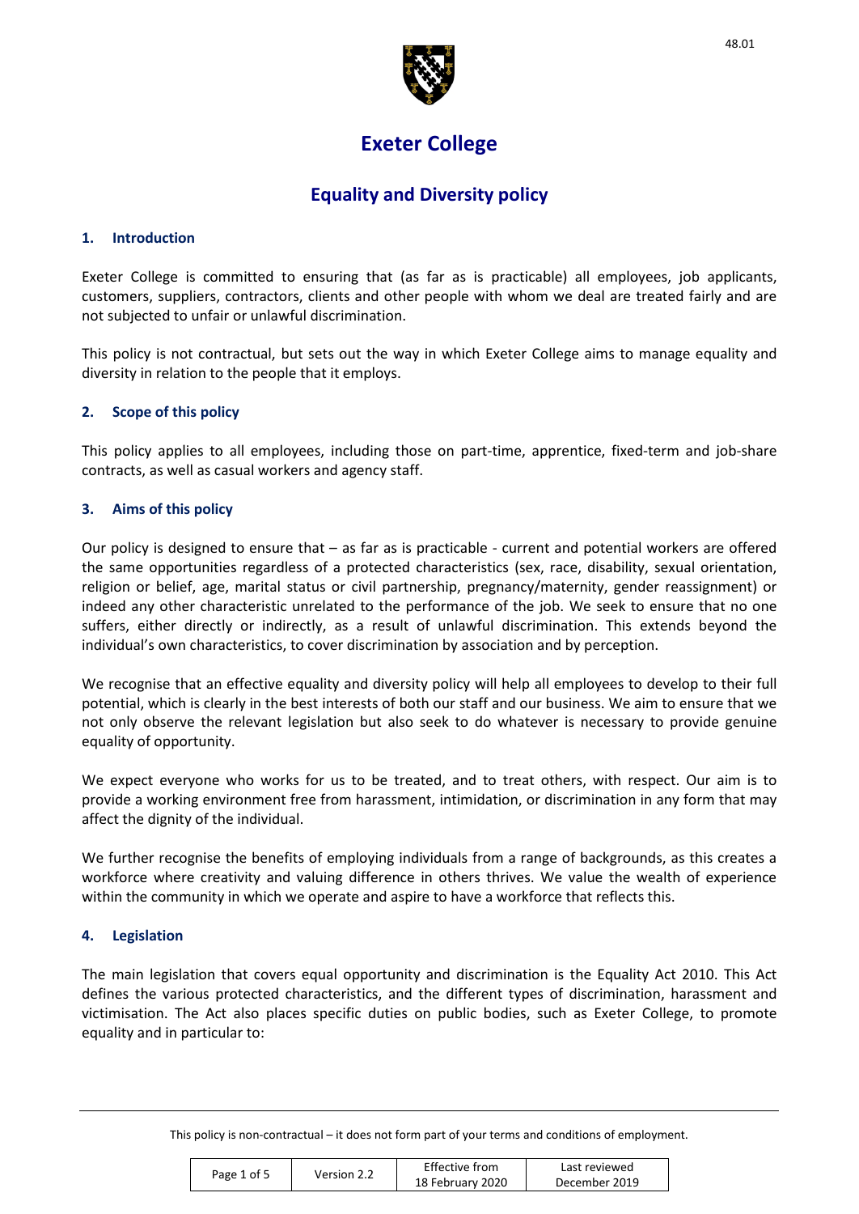# Exeter College

## Equality and Diversity policy

### 1. Introduction

Exeter College is committed to ensuring that (as far as is practicable) all employees, job applicants, customers, suppliers, contractors, clients and other people with whom we deal are treated fairly and are not subjected to unfair or unlawful discrimination.

This policy is not contractual, but sets out the way in which Exeter College aims to manage equality and diversity in relation to the people that it employs.

### 2. Scope of this policy

This policy applies to all employees, including those on part-time, apprentice, fixed-term and job-share contracts, as well as casual workers and agency staff.

### 3. Aims of this policy

Our policy is designed to ensure that – as far as is practicable - current and potential workers are offered the same opportunities regardless of a protected characteristics (sex, race, disability, sexual orientation, religion or belief, age, marital status or civil partnership, pregnancy/maternity, gender reassignment) or indeed any other characteristic unrelated to the performance of the job. We seek to ensure that no one suffers, either directly or indirectly, as a result of unlawful discrimination. This extends beyond the individual's own characteristics, to cover discrimination by association and by perception.

We recognise that an effective equality and diversity policy will help all employees to develop to their full potential, which is clearly in the best interests of both our staff and our business. We aim to ensure that we not only observe the relevant legislation but also seek to do whatever is necessary to provide genuine equality of opportunity.

We expect everyone who works for us to be treated, and to treat others, with respect. Our aim is to provide a working environment free from harassment, intimidation, or discrimination in any form that may affect the dignity of the individual.

We further recognise the benefits of employing individuals from a range of backgrounds, as this creates a workforce where creativity and valuing difference in others thrives. We value the wealth of experience within the community in which we operate and aspire to have a workforce that reflects this.

### 4. Legislation

The main legislation that covers equal opportunity and discrimination is the Equality Act 2010. This Act defines the various protected characteristics, and the different types of discrimination, harassment and victimisation. The Act also places specific duties on public bodies, such as Exeter College, to promote equality and in particular to: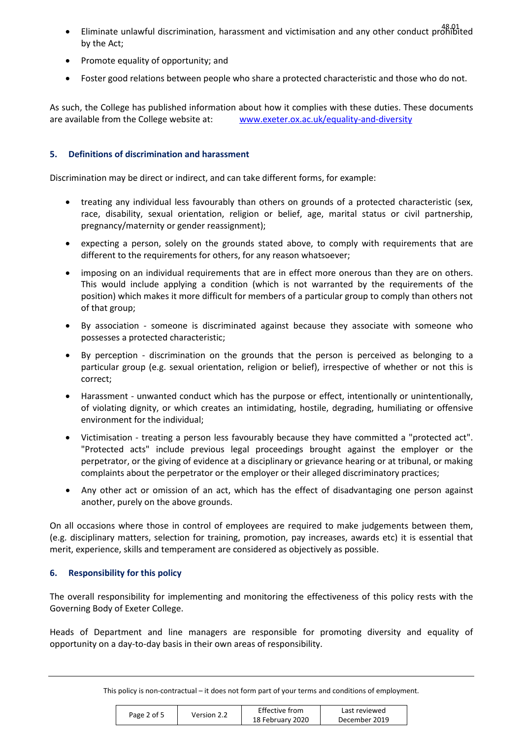- Eliminate unlawful discrimination, harassment and victimisation and any other conduct prohibited by the Act;
- Promote equality of opportunity; and
- Foster good relations between people who share a protected characteristic and those who do not.

As such, the College has published information about how it complies with these duties. These documents are available from the College website at: [www.exeter.ox.ac.uk/equality-and-diversity](www.exeter.ox.ac.uk/equality-and-diversity)

## 5. Definitions of discrimination and harassment

Discrimination may be direct or indirect, and can take different forms, for example:

- treating any individual less favourably than others on grounds of a protected characteristic (sex, race, disability, sexual orientation, religion or belief, age, marital status or civil partnership, pregnancy/maternity or gender reassignment);
- expecting a person, solely on the grounds stated above, to comply with requirements that are different to the requirements for others, for any reason whatsoever;
- imposing on an individual requirements that are in effect more onerous than they are on others. This would include applying a condition (which is not warranted by the requirements of the position) which makes it more difficult for members of a particular group to comply than others not of that group;
- By association - someone is discriminated against because they associate with someone who possesses a protected characteristic;
- By perception - discrimination on the grounds that the person is perceived as belonging to a particular group (e.g. sexual orientation, religion or belief), irrespective of whether or not this is correct;
- Harassment - unwanted conduct which has the purpose or effect, intentionally or unintentionally, of violating dignity, or which creates an intimidating, hostile, degrading, humiliating or offensive environment for the individual;
- Victimisation - treating a person less favourably because they have committed a "protected act". "Protected acts" include previous legal proceedings brought against the employer or the perpetrator, or the giving of evidence at a disciplinary or grievance hearing or at tribunal, or making complaints about the perpetrator or the employer or their alleged discriminatory practices;
- Any other act or omission of an act, which has the effect of disadvantaging one person against another, purely on the above grounds.

On all occasions where those in control of employees are required to make judgements between them, (e.g. disciplinary matters, selection for training, promotion, pay increases, awards etc) it is essential that merit, experience, skills and temperament are considered as objectively as possible.

## 6. Responsibility for this policy

The overall responsibility for implementing and monitoring the effectiveness of this policy rests with the Governing Body of Exeter College.

Heads of Department and line managers are responsible for promoting diversity and equality of opportunity on a day-to-day basis in their own areas of responsibility.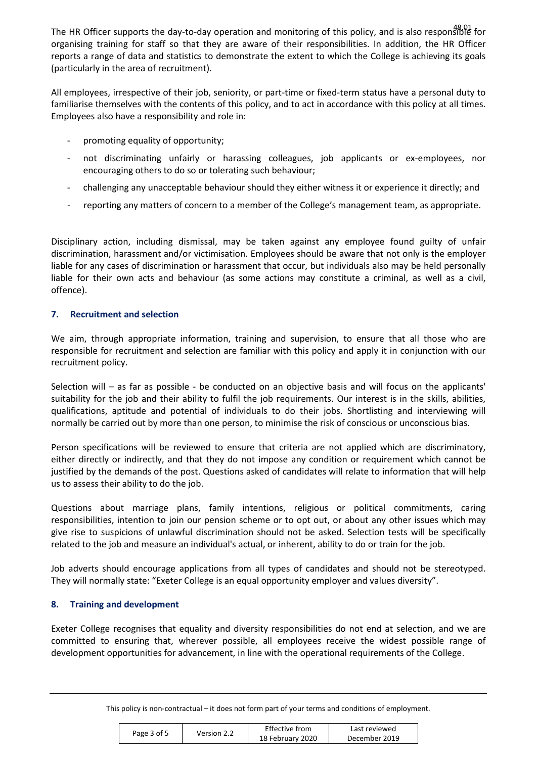The HR Officer supports the day-to-day operation and monitoring of this policy, and is also responsible for organising training for staff so that they are aware of their responsibilities. In addition, the HR Officer reports a range of data and statistics to demonstrate the extent to which the College is achieving its goals (particularly in the area of recruitment).

All employees, irrespective of their job, seniority, or part-time or fixed-term status have a personal duty to familiarise themselves with the contents of this policy, and to act in accordance with this policy at all times. Employees also have a responsibility and role in:

- promoting equality of opportunity;
- not discriminating unfairly or harassing colleagues, job applicants or ex-employees, nor encouraging others to do so or tolerating such behaviour;
- challenging any unacceptable behaviour should they either witness it or experience it directly; and
- reporting any matters of concern to a member of the College's management team, as appropriate.

Disciplinary action, including dismissal, may be taken against any employee found guilty of unfair discrimination, harassment and/or victimisation. Employees should be aware that not only is the employer liable for any cases of discrimination or harassment that occur, but individuals also may be held personally liable for their own acts and behaviour (as some actions may constitute a criminal, as well as a civil, offence).

## 7. Recruitment and selection

We aim, through appropriate information, training and supervision, to ensure that all those who are responsible for recruitment and selection are familiar with this policy and apply it in conjunction with our recruitment policy.

Selection will – as far as possible - be conducted on an objective basis and will focus on the applicants' suitability for the job and their ability to fulfil the job requirements. Our interest is in the skills, abilities, qualifications, aptitude and potential of individuals to do their jobs. Shortlisting and interviewing will normally be carried out by more than one person, to minimise the risk of conscious or unconscious bias.

Person specifications will be reviewed to ensure that criteria are not applied which are discriminatory, either directly or indirectly, and that they do not impose any condition or requirement which cannot be justified by the demands of the post. Questions asked of candidates will relate to information that will help us to assess their ability to do the job.

Questions about marriage plans, family intentions, religious or political commitments, caring responsibilities, intention to join our pension scheme or to opt out, or about any other issues which may give rise to suspicions of unlawful discrimination should not be asked. Selection tests will be specifically related to the job and measure an individual's actual, or inherent, ability to do or train for the job.

Job adverts should encourage applications from all types of candidates and should not be stereotyped. They will normally state: "Exeter College is an equal opportunity employer and values diversity".

## 8. Training and development

Exeter College recognises that equality and diversity responsibilities do not end at selection, and we are committed to ensuring that, wherever possible, all employees receive the widest possible range of development opportunities for advancement, in line with the operational requirements of the College.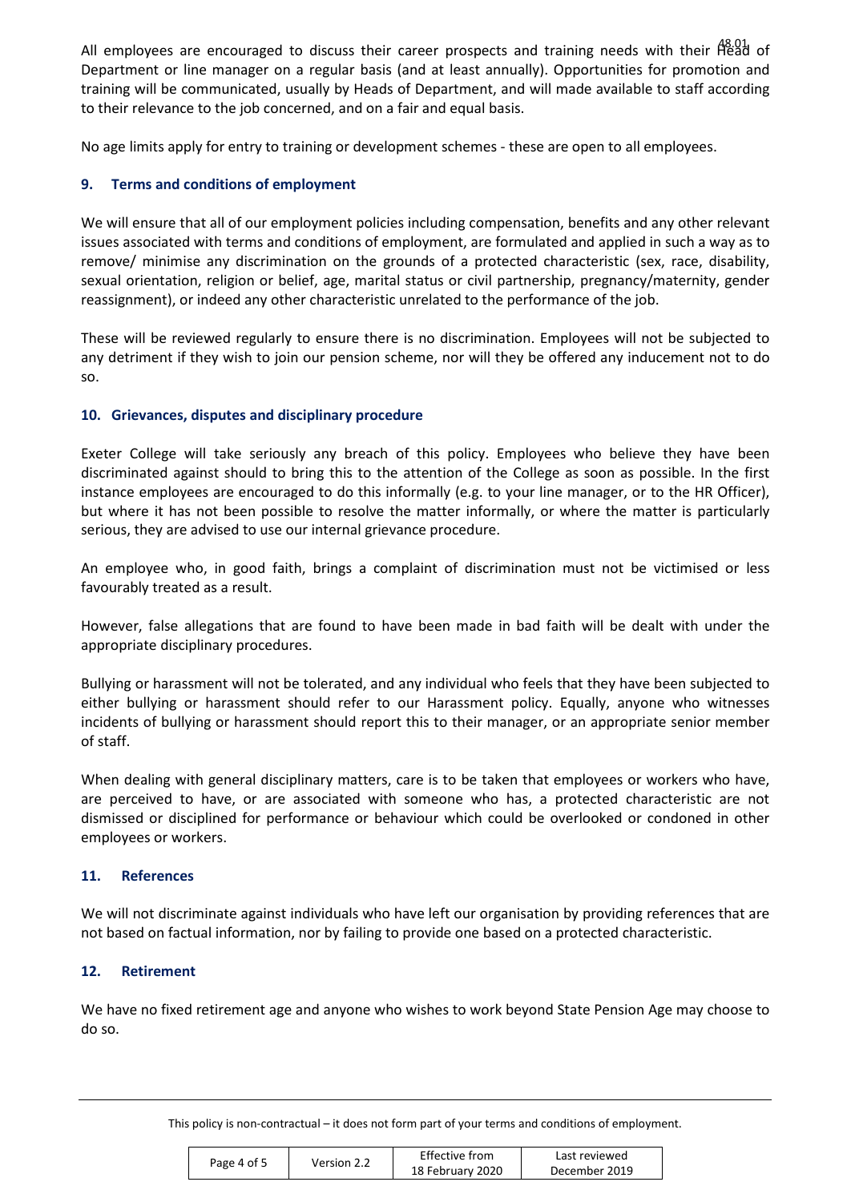All employees are encouraged to discuss their career prospects and training needs with their Head of Department or line manager on a regular basis (and at least annually). Opportunities for promotion and training will be communicated, usually by Heads of Department, and will made available to staff according to their relevance to the job concerned, and on a fair and equal basis.

No age limits apply for entry to training or development schemes - these are open to all employees.

## 9. Terms and conditions of employment

We will ensure that all of our employment policies including compensation, benefits and any other relevant issues associated with terms and conditions of employment, are formulated and applied in such a way as to remove/ minimise any discrimination on the grounds of a protected characteristic (sex, race, disability, sexual orientation, religion or belief, age, marital status or civil partnership, pregnancy/maternity, gender reassignment), or indeed any other characteristic unrelated to the performance of the job.

These will be reviewed regularly to ensure there is no discrimination. Employees will not be subjected to any detriment if they wish to join our pension scheme, nor will they be offered any inducement not to do so.

## 10. Grievances, disputes and disciplinary procedure

Exeter College will take seriously any breach of this policy. Employees who believe they have been discriminated against should to bring this to the attention of the College as soon as possible. In the first instance employees are encouraged to do this informally (e.g. to your line manager, or to the HR Officer), but where it has not been possible to resolve the matter informally, or where the matter is particularly serious, they are advised to use our internal grievance procedure.

An employee who, in good faith, brings a complaint of discrimination must not be victimised or less favourably treated as a result.

However, false allegations that are found to have been made in bad faith will be dealt with under the appropriate disciplinary procedures.

Bullying or harassment will not be tolerated, and any individual who feels that they have been subjected to either bullying or harassment should refer to our Harassment policy. Equally, anyone who witnesses incidents of bullying or harassment should report this to their manager, or an appropriate senior member of staff.

When dealing with general disciplinary matters, care is to be taken that employees or workers who have, are perceived to have, or are associated with someone who has, a protected characteristic are not dismissed or disciplined for performance or behaviour which could be overlooked or condoned in other employees or workers.

## 11. References

We will not discriminate against individuals who have left our organisation by providing references that are not based on factual information, nor by failing to provide one based on a protected characteristic.

## 12. Retirement

We have no fixed retirement age and anyone who wishes to work beyond State Pension Age may choose to do so.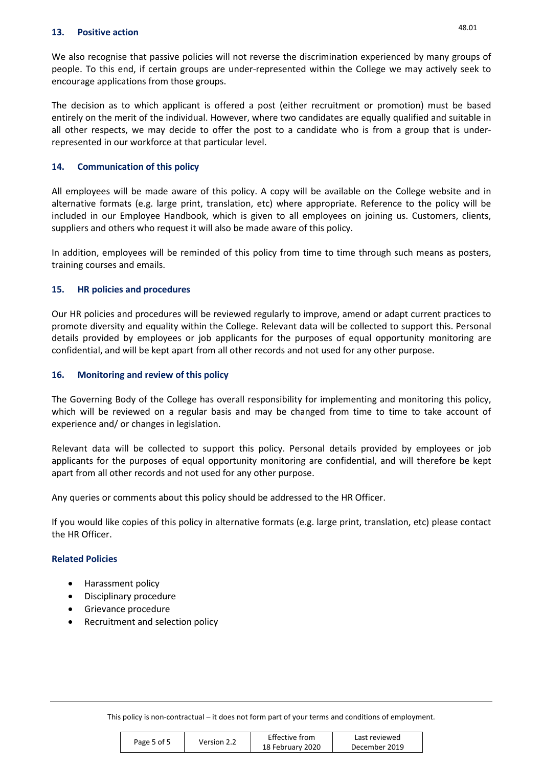## 13. Positive action

We also recognise that passive policies will not reverse the discrimination experienced by many groups of people. To this end, if certain groups are under-represented within the College we may actively seek to encourage applications from those groups.

The decision as to which applicant is offered a post (either recruitment or promotion) must be based entirely on the merit of the individual. However, where two candidates are equally qualified and suitable in all other respects, we may decide to offer the post to a candidate who is from a group that is under-represented in our workforce at that particular level.

## 14. Communication of this policy

All employees will be made aware of this policy. A copy will be available on the College website and in alternative formats (e.g. large print, translation, etc) where appropriate. Reference to the policy will be included in our Employee Handbook, which is given to all employees on joining us. Customers, clients, suppliers and others who request it will also be made aware of this policy.

In addition, employees will be reminded of this policy from time to time through such means as posters, training courses and emails.

## 15. HR policies and procedures

Our HR policies and procedures will be reviewed regularly to improve, amend or adapt current practices to promote diversity and equality within the College. Relevant data will be collected to support this. Personal details provided by employees or job applicants for the purposes of equal opportunity monitoring are confidential, and will be kept apart from all other records and not used for any other purpose.

## 16. Monitoring and review of this policy

The Governing Body of the College has overall responsibility for implementing and monitoring this policy, which will be reviewed on a regular basis and may be changed from time to time to take account of experience and/ or changes in legislation.

Relevant data will be collected to support this policy. Personal details provided by employees or job applicants for the purposes of equal opportunity monitoring are confidential, and will therefore be kept apart from all other records and not used for any other purpose.

Any queries or comments about this policy should be addressed to the HR Officer.

If you would like copies of this policy in alternative formats (e.g. large print, translation, etc) please contact the HR Officer.

### Related Policies

- Harassment policy
- Disciplinary procedure
- Grievance procedure
- Recruitment and selection policy

This policy is non-contractual – it does not form part of your terms and conditions of employment.

| | | | |
|---|---|---|---|
| Page 5 of 5 | Version 2.2 | Effective from 18 February 2020 | Last reviewed December 2019 |